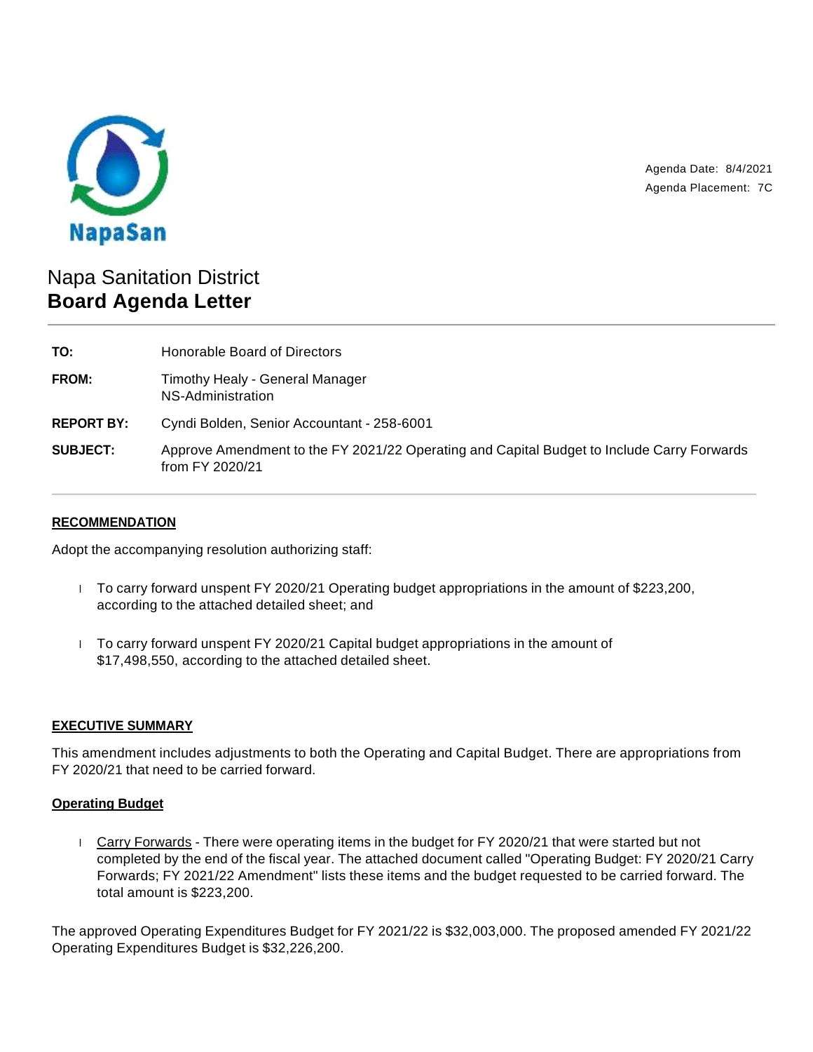NapaSan

Agenda Date: 8/4/2021
Agenda Placement: 7C

# Napa Sanitation District
## Board Agenda Letter

**TO:** Honorable Board of Directors

**FROM:** Timothy Healy - General Manager
NS-Administration

**REPORT BY:** Cyndi Bolden, Senior Accountant - 258-6001

**SUBJECT:** Approve Amendment to the FY 2021/22 Operating and Capital Budget to Include Carry Forwards from FY 2020/21

---

**RECOMMENDATION**

Adopt the accompanying resolution authorizing staff:

- To carry forward unspent FY 2020/21 Operating budget appropriations in the amount of $223,200, according to the attached detailed sheet; and
- To carry forward unspent FY 2020/21 Capital budget appropriations in the amount of $17,498,550, according to the attached detailed sheet.

**EXECUTIVE SUMMARY**

This amendment includes adjustments to both the Operating and Capital Budget. There are appropriations from FY 2020/21 that need to be carried forward.

**Operating Budget**

- Carry Forwards - There were operating items in the budget for FY 2020/21 that were started but not completed by the end of the fiscal year. The attached document called "Operating Budget: FY 2020/21 Carry Forwards; FY 2021/22 Amendment" lists these items and the budget requested to be carried forward. The total amount is $223,200.

The approved Operating Expenditures Budget for FY 2021/22 is $32,003,000. The proposed amended FY 2021/22 Operating Expenditures Budget is $32,226,200.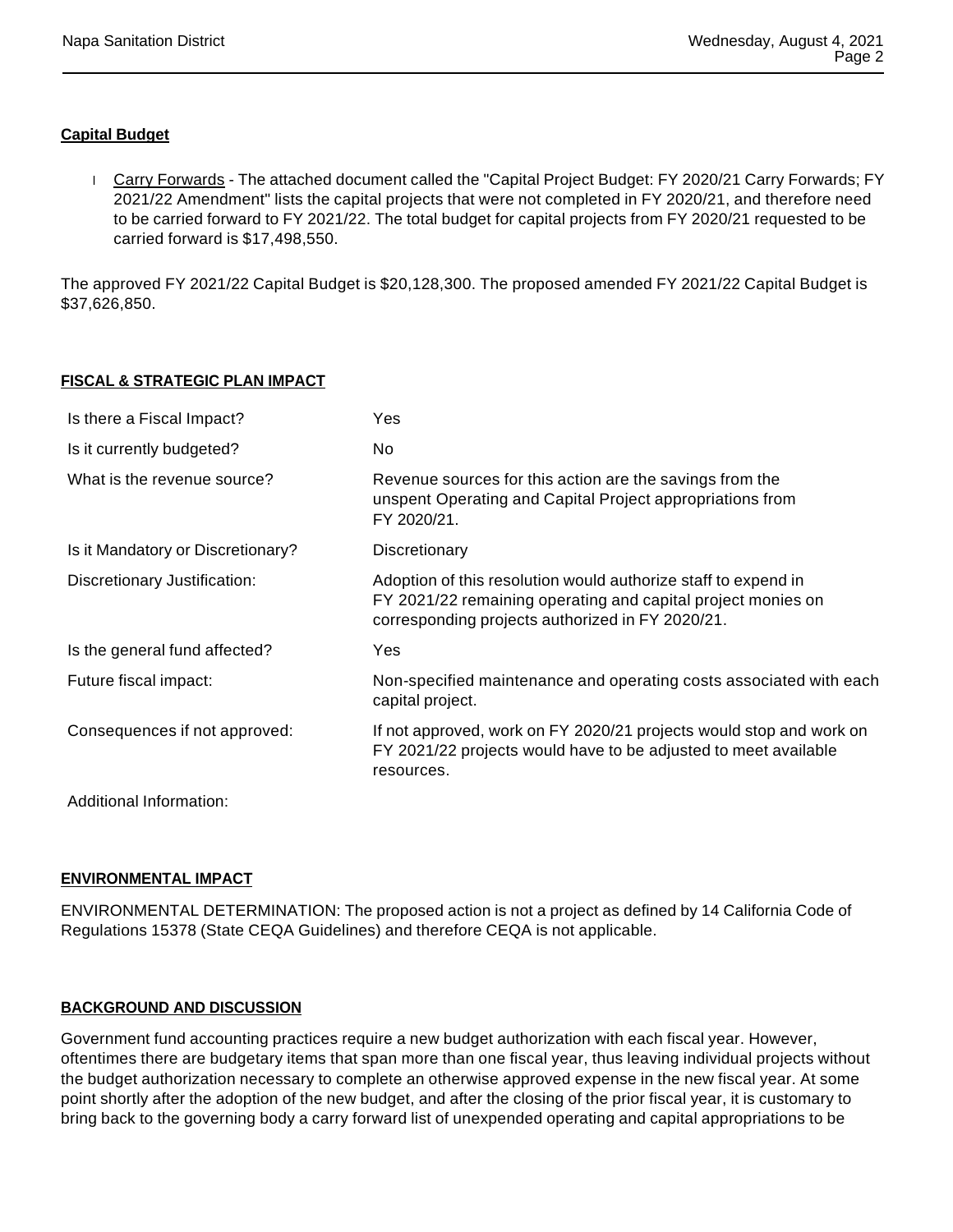**Capital Budget**

- Carry Forwards - The attached document called the "Capital Project Budget: FY 2020/21 Carry Forwards; FY 2021/22 Amendment" lists the capital projects that were not completed in FY 2020/21, and therefore need to be carried forward to FY 2021/22. The total budget for capital projects from FY 2020/21 requested to be carried forward is $17,498,550.

The approved FY 2021/22 Capital Budget is $20,128,300. The proposed amended FY 2021/22 Capital Budget is $37,626,850.

**FISCAL & STRATEGIC PLAN IMPACT**

| | |
|---|---|
| Is there a Fiscal Impact? | Yes |
| Is it currently budgeted? | No |
| What is the revenue source? | Revenue sources for this action are the savings from the unspent Operating and Capital Project appropriations from FY 2020/21. |
| Is it Mandatory or Discretionary? | Discretionary |
| Discretionary Justification: | Adoption of this resolution would authorize staff to expend in FY 2021/22 remaining operating and capital project monies on corresponding projects authorized in FY 2020/21. |
| Is the general fund affected? | Yes |
| Future fiscal impact: | Non-specified maintenance and operating costs associated with each capital project. |
| Consequences if not approved: | If not approved, work on FY 2020/21 projects would stop and work on FY 2021/22 projects would have to be adjusted to meet available resources. |
| Additional Information: | |

**ENVIRONMENTAL IMPACT**

ENVIRONMENTAL DETERMINATION: The proposed action is not a project as defined by 14 California Code of Regulations 15378 (State CEQA Guidelines) and therefore CEQA is not applicable.

**BACKGROUND AND DISCUSSION**

Government fund accounting practices require a new budget authorization with each fiscal year. However, oftentimes there are budgetary items that span more than one fiscal year, thus leaving individual projects without the budget authorization necessary to complete an otherwise approved expense in the new fiscal year. At some point shortly after the adoption of the new budget, and after the closing of the prior fiscal year, it is customary to bring back to the governing body a carry forward list of unexpended operating and capital appropriations to be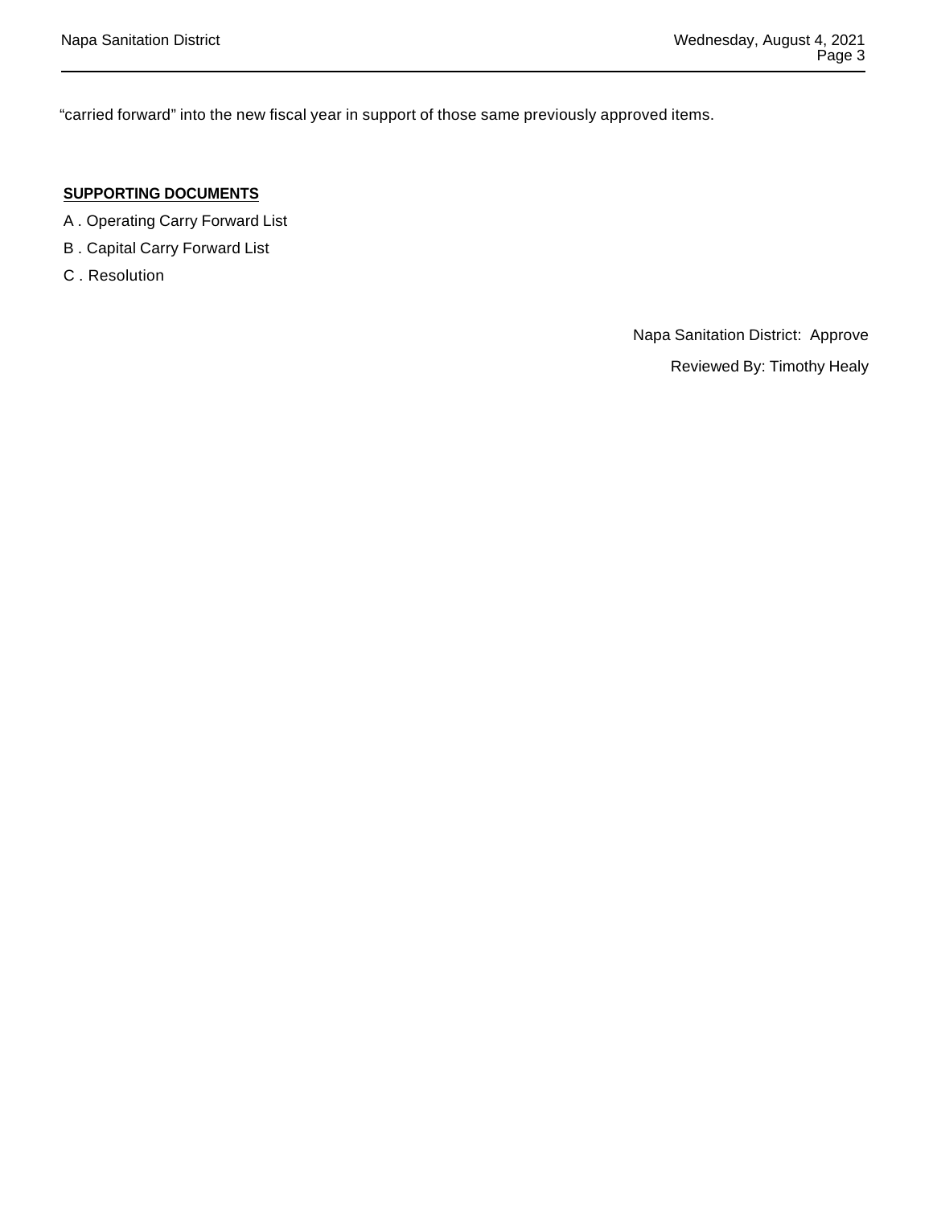"carried forward" into the new fiscal year in support of those same previously approved items.

**SUPPORTING DOCUMENTS**

A . Operating Carry Forward List

B . Capital Carry Forward List

C . Resolution

Napa Sanitation District: Approve

Reviewed By: Timothy Healy